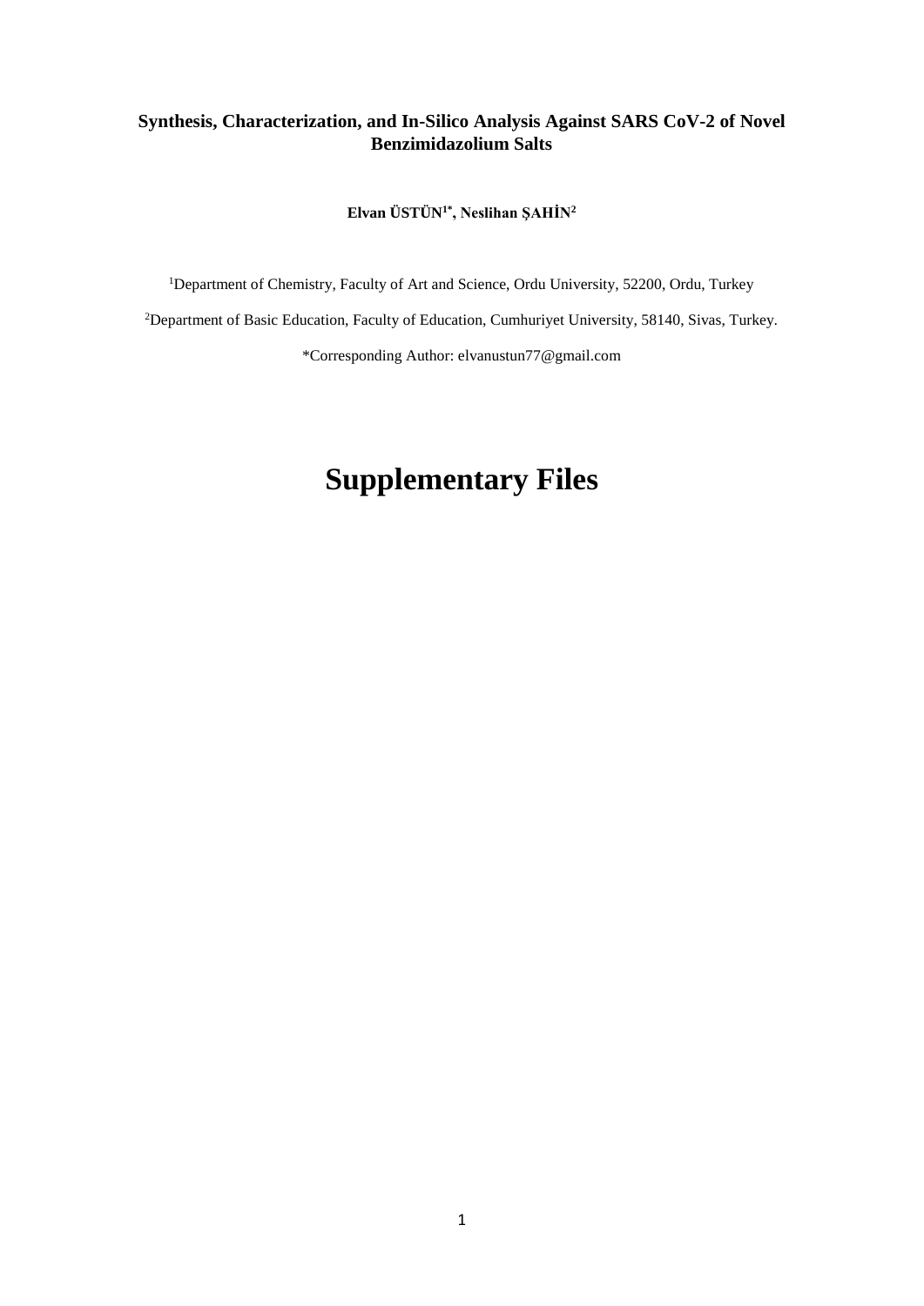**Synthesis, Characterization, and In-Silico Analysis Against SARS CoV-2 of Novel Benzimidazolium Salts**

**Elvan ÜSTÜN[1*], Neslihan ŞAHİN[2]**

[1]Department of Chemistry, Faculty of Art and Science, Ordu University, 52200, Ordu, Turkey

[2]Department of Basic Education, Faculty of Education, Cumhuriyet University, 58140, Sivas, Turkey.

*Corresponding Author: elvanustun77@gmail.com

# Supplementary Files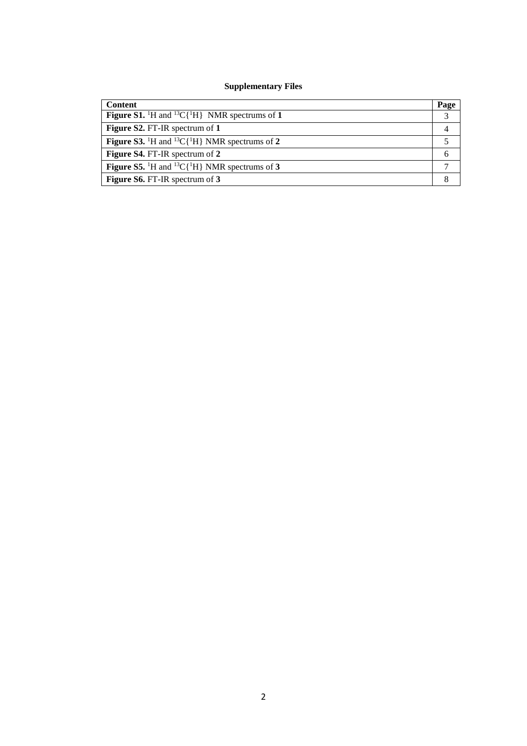**Supplementary Files**

| **Content** | **Page** |
| --- | --- |
| **Figure S1.** $^{1}H$ and $^{13}C\{^{1}H\}$ NMR spectrums of **1** | 3 |
| **Figure S2.** FT-IR spectrum of **1** | 4 |
| **Figure S3.** $^{1}H$ and $^{13}C\{^{1}H\}$ NMR spectrums of **2** | 5 |
| **Figure S4.** FT-IR spectrum of **2** | 6 |
| **Figure S5.** $^{1}H$ and $^{13}C\{^{1}H\}$ NMR spectrums of **3** | 7 |
| **Figure S6.** FT-IR spectrum of **3** | 8 |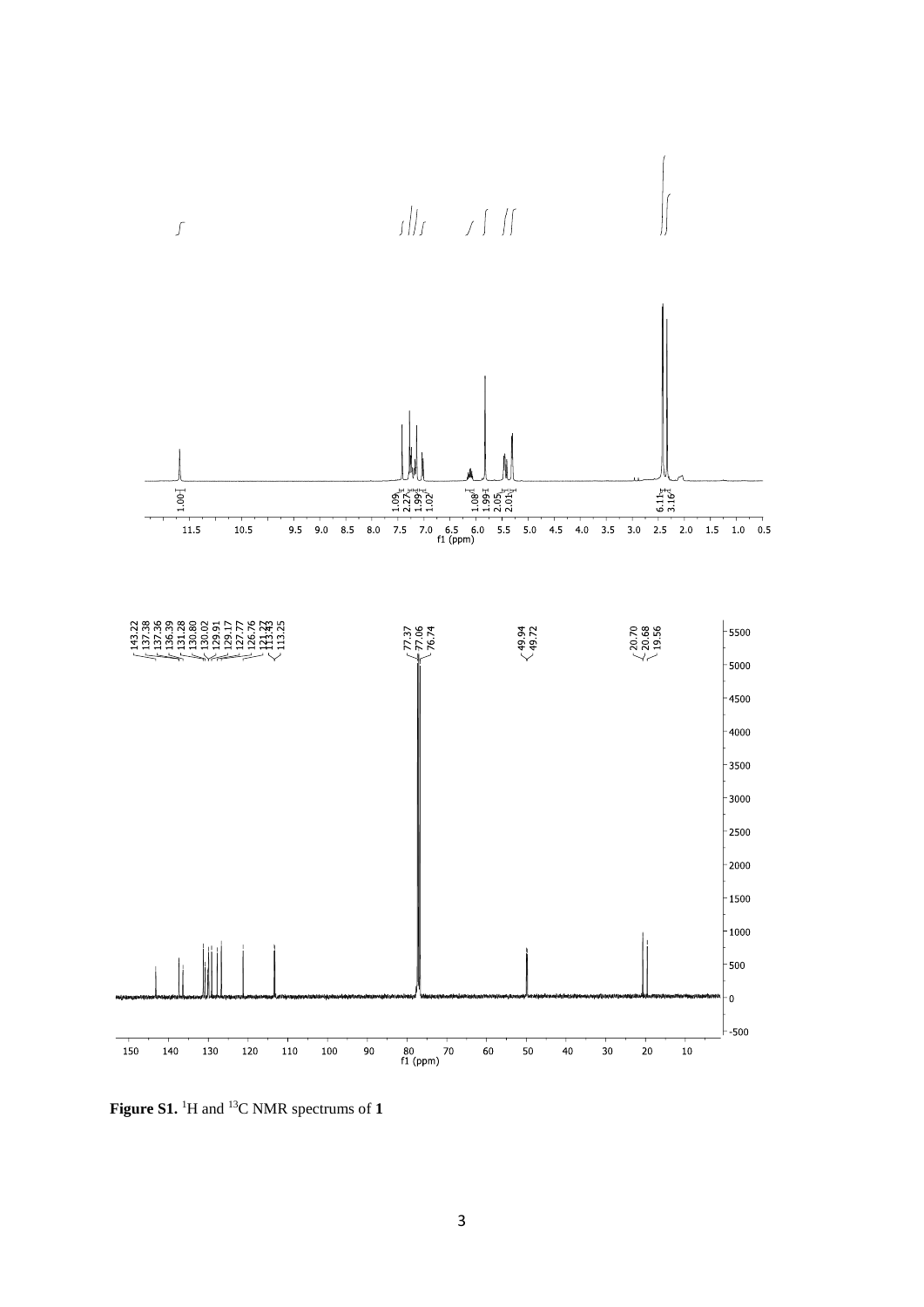**Figure S1.** $^1$H and $^{13}$C NMR spectrums of **1**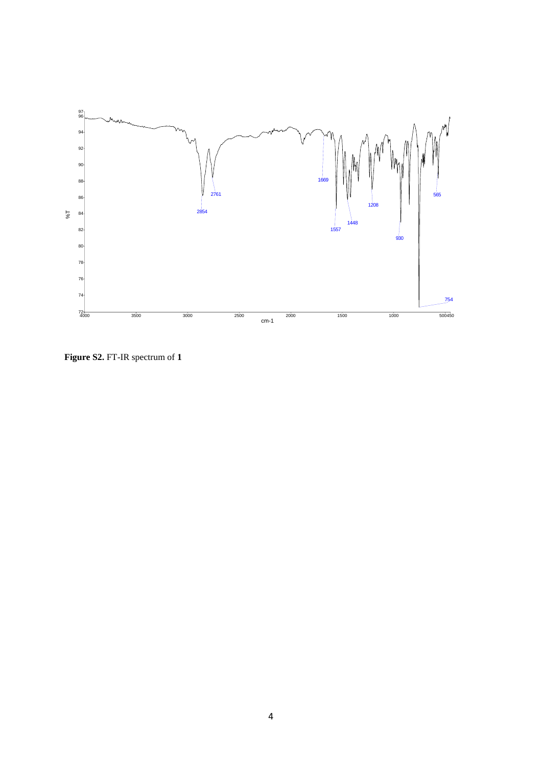**Figure S2.** FT-IR spectrum of **1**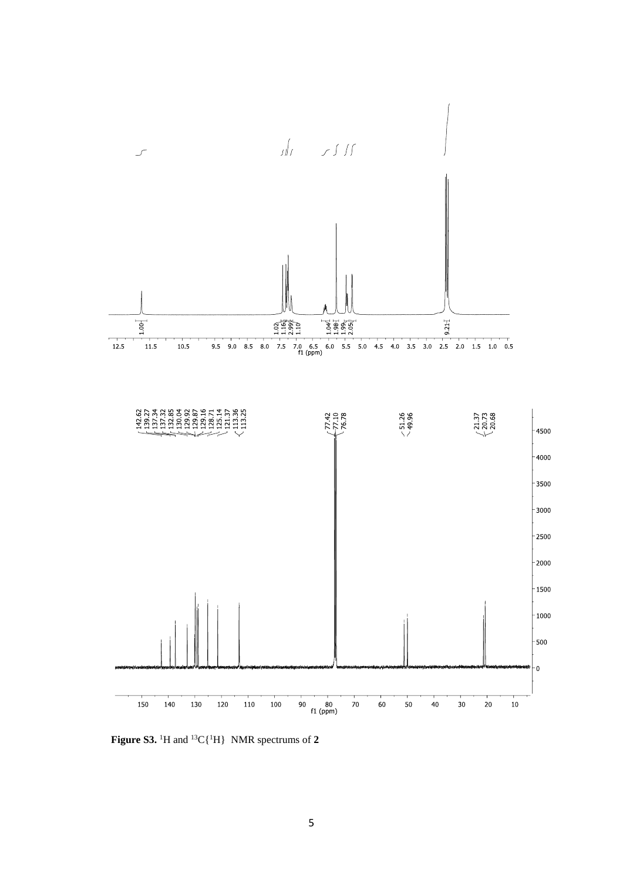**Figure S3.** $^1$H and $^{13}$C{$^1$H} NMR spectrums of **2**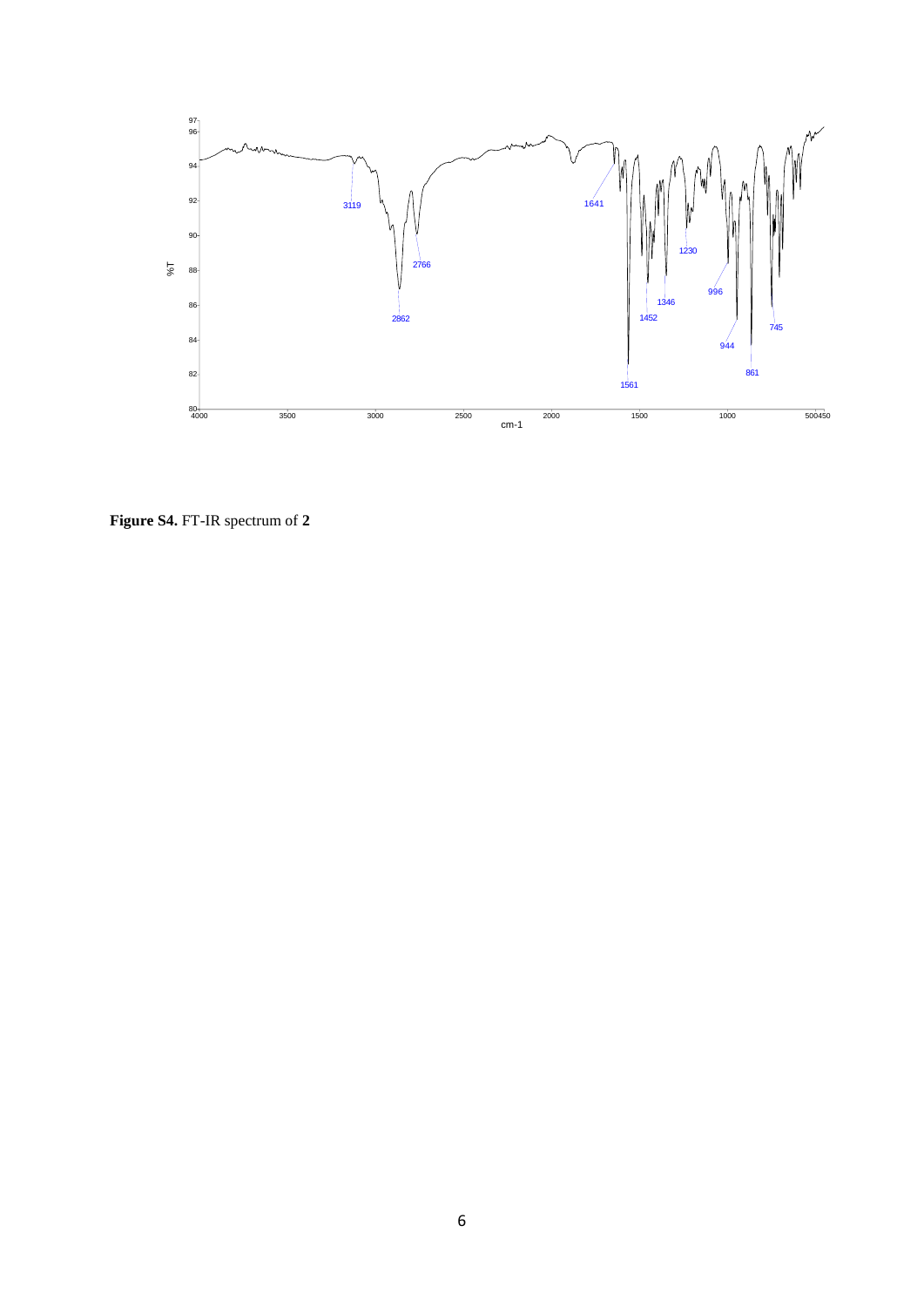**Figure S4.** FT-IR spectrum of **2**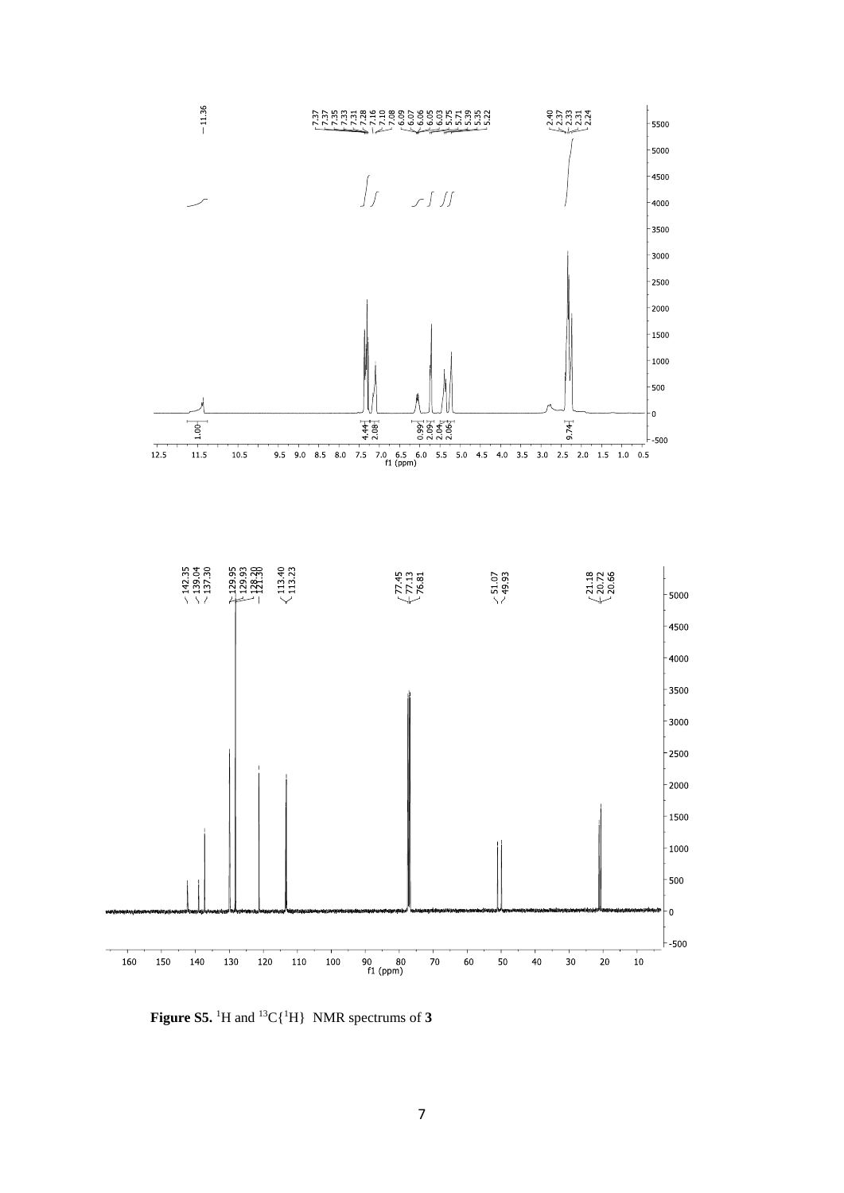**Figure S5.** $^{1}H$ and $^{13}C\{^{1}H\}$ NMR spectrums of **3**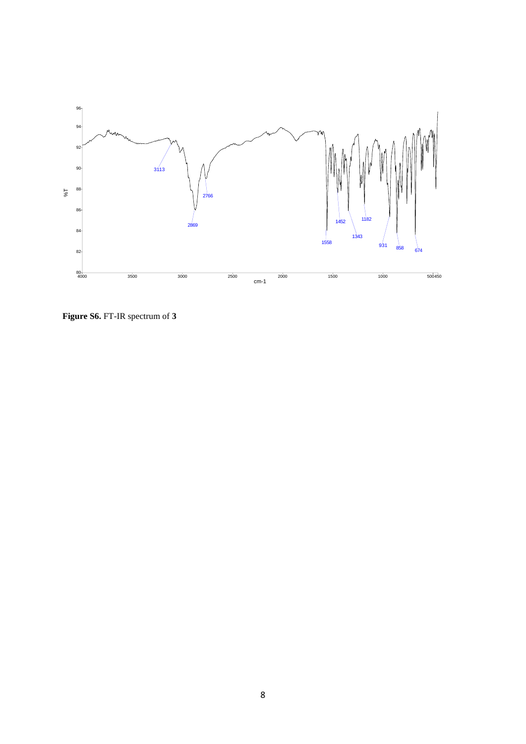96
94
92
90
88
86
84
82
80
%T

4000
3500
3000
2500
2000
1500
1000
500450
cm-1

3113
2869
2766
1558
1452
1343
1182
931
858
674

**Figure S6.** FT-IR spectrum of **3**